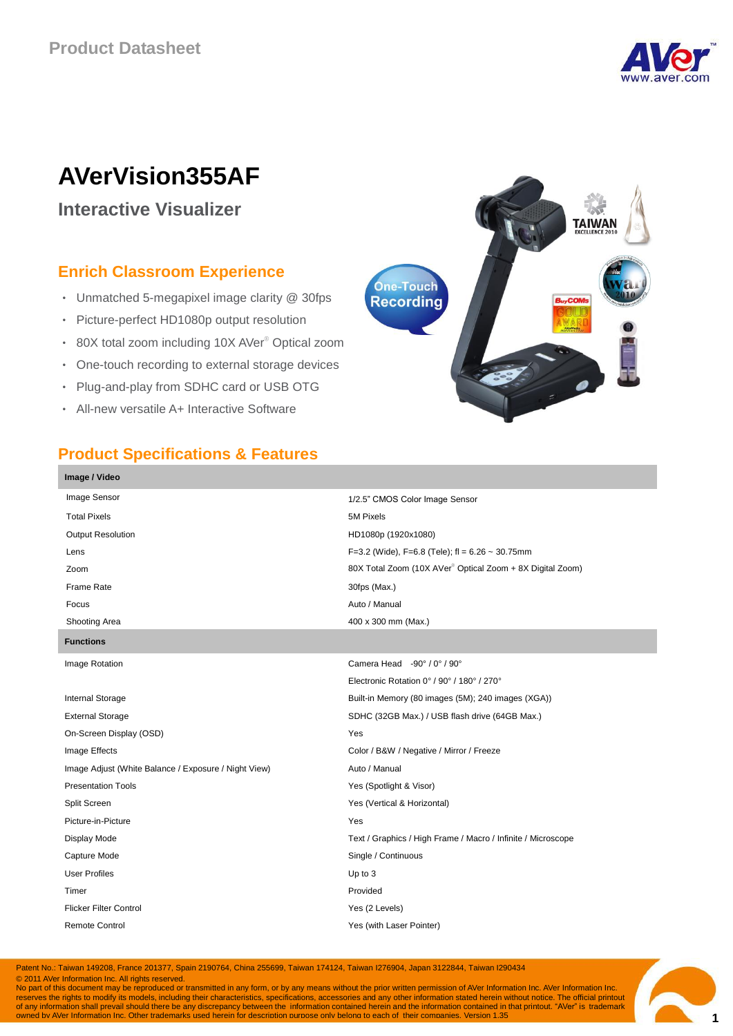Product Datasheet

# AVerVision355AF

## Interactive Visualizer

### Enrich Classroom Experience

- Unmatched 5-megapixel image clarity @ 30fps
- Picture-perfect HD1080p output resolution
- 80X total zoom including 10X AVer® Optical zoom
- One-touch recording to external storage devices
- Plug-and-play from SDHC card or USB OTG
- All-new versatile A+ Interactive Software

### Product Specifications & Features

| Image / Video | |
|---|---|
| Image Sensor | 1/2.5" CMOS Color Image Sensor |
| Total Pixels | 5M Pixels |
| Output Resolution | HD1080p (1920x1080) |
| Lens | F=3.2 (Wide), F=6.8 (Tele); fl = 6.26 ~ 30.75mm |
| Zoom | 80X Total Zoom (10X AVer® Optical Zoom + 8X Digital Zoom) |
| Frame Rate | 30fps (Max.) |
| Focus | Auto / Manual |
| Shooting Area | 400 x 300 mm (Max.) |
| **Functions** | |
| Image Rotation | Camera Head -90° / 0° / 90° |
| | Electronic Rotation 0° / 90° / 180° / 270° |
| Internal Storage | Built-in Memory (80 images (5M); 240 images (XGA)) |
| External Storage | SDHC (32GB Max.) / USB flash drive (64GB Max.) |
| On-Screen Display (OSD) | Yes |
| Image Effects | Color / B&W / Negative / Mirror / Freeze |
| Image Adjust (White Balance / Exposure / Night View) | Auto / Manual |
| Presentation Tools | Yes (Spotlight & Visor) |
| Split Screen | Yes (Vertical & Horizontal) |
| Picture-in-Picture | Yes |
| Display Mode | Text / Graphics / High Frame / Macro / Infinite / Microscope |
| Capture Mode | Single / Continuous |
| User Profiles | Up to 3 |
| Timer | Provided |
| Flicker Filter Control | Yes (2 Levels) |
| Remote Control | Yes (with Laser Pointer) |

Patent No.: Taiwan 149208, France 201377, Spain 2190764, China 255699, Taiwan 174124, Taiwan I276904, Japan 3122844, Taiwan I290434

© 2011 AVer Information Inc. All rights reserved.

No part of this document may be reproduced or transmitted in any form, or by any means without the prior written permission of AVer Information Inc. AVer Information Inc. reserves the rights to modify its models, including their characteristics, specifications, accessories and any other information stated herein without notice. The official printout of any information shall prevail should there be any discrepancy between the information contained herein and the information contained in that printout. "AVer" is trademark owned by AVer Information Inc. Other trademarks used herein for description purpose only belong to each of their companies. Version 1.35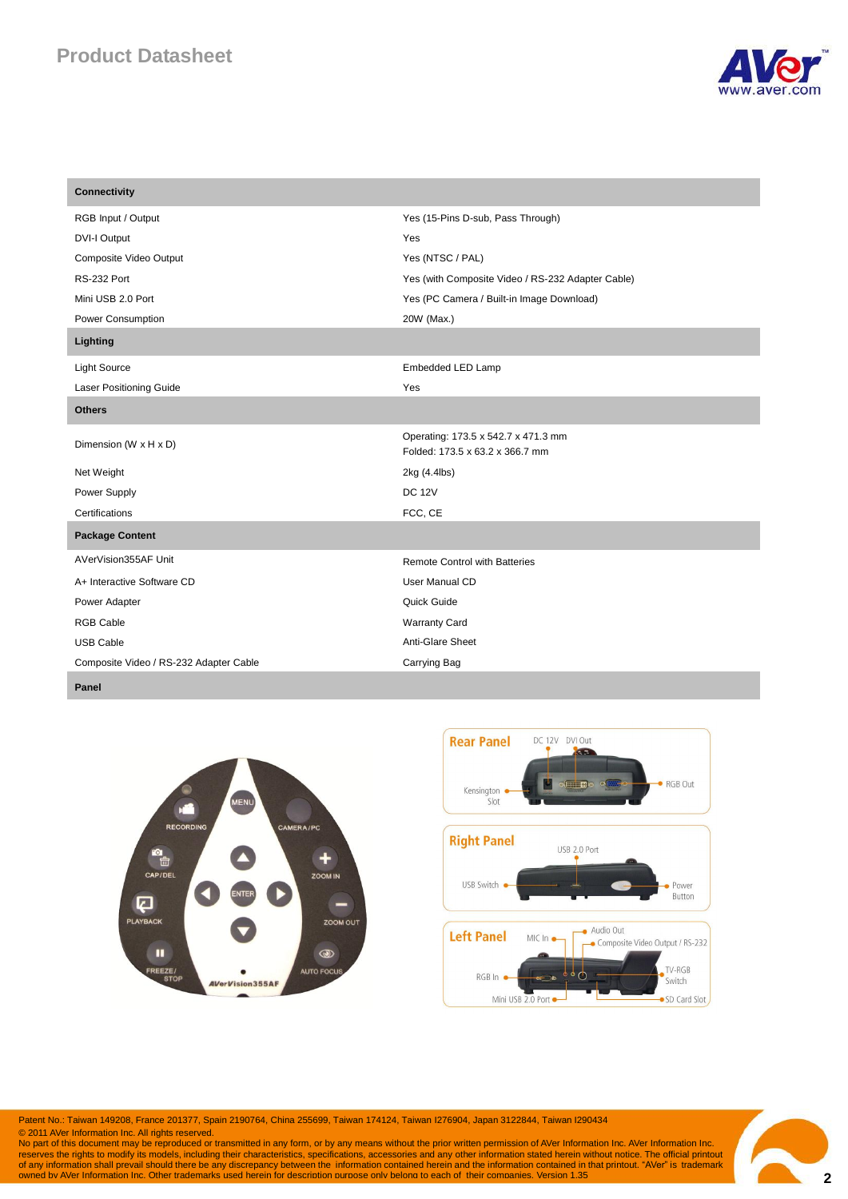| Connectivity | |
|---|---|
| RGB Input / Output | Yes (15-Pins D-sub, Pass Through) |
| DVI-I Output | Yes |
| Composite Video Output | Yes (NTSC / PAL) |
| RS-232 Port | Yes (with Composite Video / RS-232 Adapter Cable) |
| Mini USB 2.0 Port | Yes (PC Camera / Built-in Image Download) |
| Power Consumption | 20W (Max.) |
| **Lighting** | |
| Light Source | Embedded LED Lamp |
| Laser Positioning Guide | Yes |
| **Others** | |
| Dimension (W x H x D) | Operating: 173.5 x 542.7 x 471.3 mm<br>Folded: 173.5 x 63.2 x 366.7 mm |
| Net Weight | 2kg (4.4lbs) |
| Power Supply | DC 12V |
| Certifications | FCC, CE |
| **Package Content** | |
| AVerVision355AF Unit | Remote Control with Batteries |
| A+ Interactive Software CD | User Manual CD |
| Power Adapter | Quick Guide |
| RGB Cable | Warranty Card |
| USB Cable | Anti-Glare Sheet |
| Composite Video / RS-232 Adapter Cable | Carrying Bag |
| **Panel** | |

MENU, RECORDING, CAMERA/PC, CAP/DEL, ZOOM IN, ENTER, PLAYBACK, ZOOM OUT, FREEZE/STOP, AUTO FOCUS, AVerVision355AF

**Rear Panel**: DC 12V, DVI Out, Kensington Slot, RGB Out

**Right Panel**: USB 2.0 Port, USB Switch, Power Button

**Left Panel**: MIC In, Audio Out, Composite Video Output / RS-232, RGB In, TV-RGB Switch, Mini USB 2.0 Port, SD Card Slot

Patent No.: Taiwan 149208, France 201377, Spain 2190764, China 255699, Taiwan 174124, Taiwan I276904, Japan 3122844, Taiwan I290434
© 2011 AVer Information Inc. All rights reserved.
No part of this document may be reproduced or transmitted in any form, or by any means without the prior written permission of AVer Information Inc. AVer Information Inc. reserves the rights to modify its models, including their characteristics, specifications, accessories and any other information stated herein without notice. The official printout of any information shall prevail should there be any discrepancy between the information contained herein and the information contained in that printout. "AVer" is trademark owned by AVer Information Inc. Other trademarks used herein for description purpose only belong to each of their companies. Version 1.35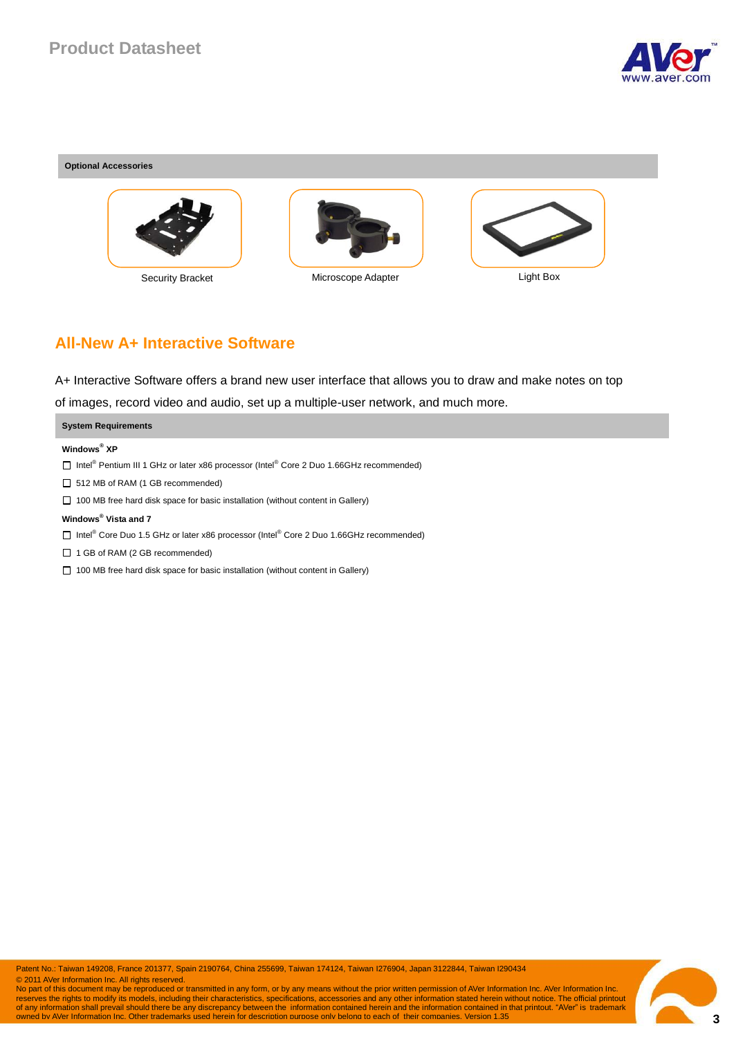Optional Accessories

Security Bracket

Microscope Adapter

Light Box

## All-New A+ Interactive Software

A+ Interactive Software offers a brand new user interface that allows you to draw and make notes on top of images, record video and audio, set up a multiple-user network, and much more.

**System Requirements**

**Windows® XP**

- Intel® Pentium III 1 GHz or later x86 processor (Intel® Core 2 Duo 1.66GHz recommended)
- 512 MB of RAM (1 GB recommended)
- 100 MB free hard disk space for basic installation (without content in Gallery)

**Windows® Vista and 7**

- Intel® Core Duo 1.5 GHz or later x86 processor (Intel® Core 2 Duo 1.66GHz recommended)
- 1 GB of RAM (2 GB recommended)
- 100 MB free hard disk space for basic installation (without content in Gallery)

Patent No.: Taiwan 149208, France 201377, Spain 2190764, China 255699, Taiwan 174124, Taiwan I276904, Japan 3122844, Taiwan I290434
© 2011 AVer Information Inc. All rights reserved.
No part of this document may be reproduced or transmitted in any form, or by any means without the prior written permission of AVer Information Inc. AVer Information Inc. reserves the rights to modify its models, including their characteristics, specifications, accessories and any other information stated herein without notice. The official printout of any information shall prevail should there be any discrepancy between the information contained herein and the information contained in that printout. "AVer" is trademark owned by AVer Information Inc. Other trademarks used herein for description purpose only belong to each of their companies. Version 1.35